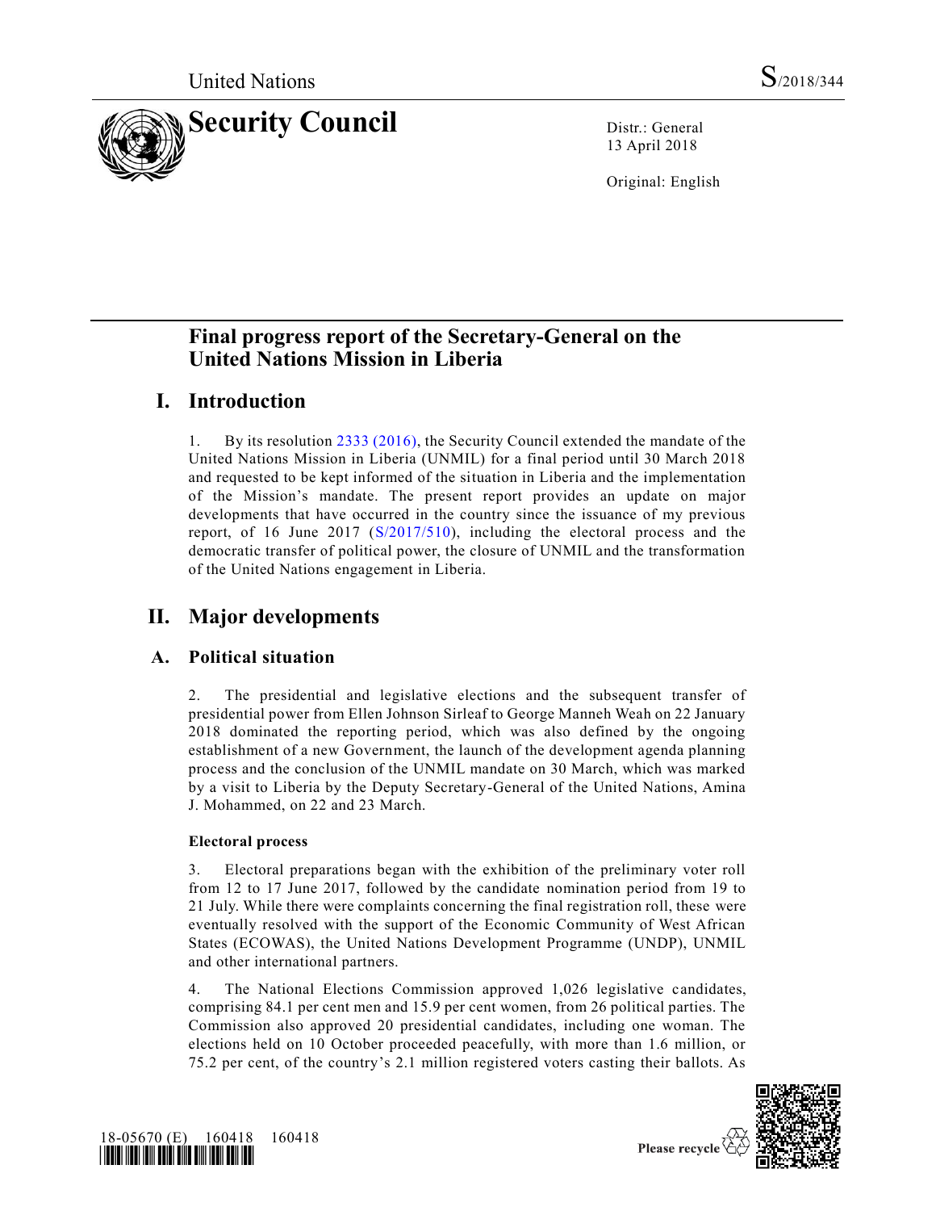United Nations S/2018/344

# Security Council

Distr.: General
13 April 2018

Original: English

## Final progress report of the Secretary-General on the United Nations Mission in Liberia

## I. Introduction

1. By its resolution 2333 (2016), the Security Council extended the mandate of the United Nations Mission in Liberia (UNMIL) for a final period until 30 March 2018 and requested to be kept informed of the situation in Liberia and the implementation of the Mission's mandate. The present report provides an update on major developments that have occurred in the country since the issuance of my previous report, of 16 June 2017 (S/2017/510), including the electoral process and the democratic transfer of political power, the closure of UNMIL and the transformation of the United Nations engagement in Liberia.

## II. Major developments

### A. Political situation

2. The presidential and legislative elections and the subsequent transfer of presidential power from Ellen Johnson Sirleaf to George Manneh Weah on 22 January 2018 dominated the reporting period, which was also defined by the ongoing establishment of a new Government, the launch of the development agenda planning process and the conclusion of the UNMIL mandate on 30 March, which was marked by a visit to Liberia by the Deputy Secretary-General of the United Nations, Amina J. Mohammed, on 22 and 23 March.

**Electoral process**

3. Electoral preparations began with the exhibition of the preliminary voter roll from 12 to 17 June 2017, followed by the candidate nomination period from 19 to 21 July. While there were complaints concerning the final registration roll, these were eventually resolved with the support of the Economic Community of West African States (ECOWAS), the United Nations Development Programme (UNDP), UNMIL and other international partners.

4. The National Elections Commission approved 1,026 legislative candidates, comprising 84.1 per cent men and 15.9 per cent women, from 26 political parties. The Commission also approved 20 presidential candidates, including one woman. The elections held on 10 October proceeded peacefully, with more than 1.6 million, or 75.2 per cent, of the country's 2.1 million registered voters casting their ballots. As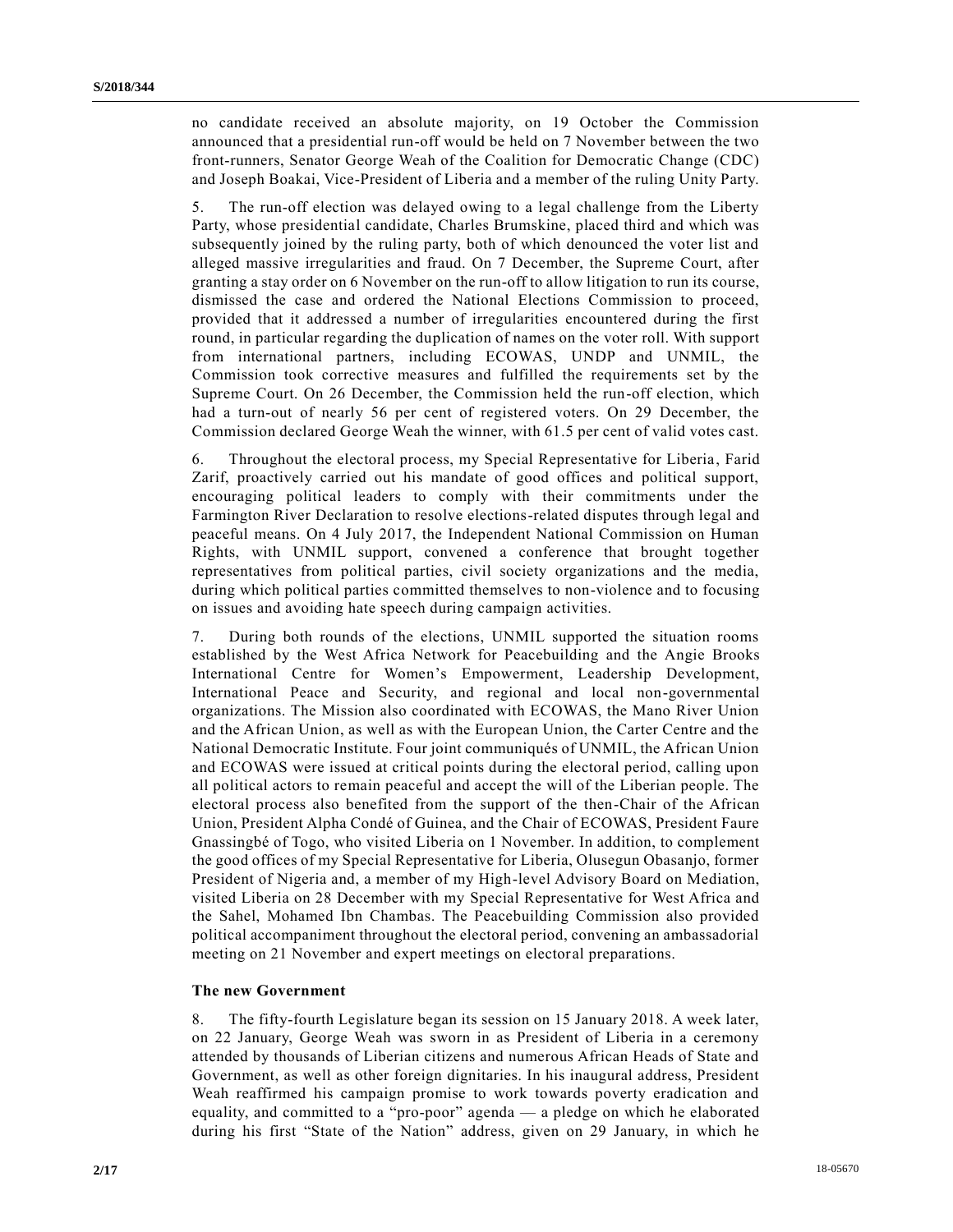no candidate received an absolute majority, on 19 October the Commission announced that a presidential run-off would be held on 7 November between the two front-runners, Senator George Weah of the Coalition for Democratic Change (CDC) and Joseph Boakai, Vice-President of Liberia and a member of the ruling Unity Party.

5. The run-off election was delayed owing to a legal challenge from the Liberty Party, whose presidential candidate, Charles Brumskine, placed third and which was subsequently joined by the ruling party, both of which denounced the voter list and alleged massive irregularities and fraud. On 7 December, the Supreme Court, after granting a stay order on 6 November on the run-off to allow litigation to run its course, dismissed the case and ordered the National Elections Commission to proceed, provided that it addressed a number of irregularities encountered during the first round, in particular regarding the duplication of names on the voter roll. With support from international partners, including ECOWAS, UNDP and UNMIL, the Commission took corrective measures and fulfilled the requirements set by the Supreme Court. On 26 December, the Commission held the run-off election, which had a turn-out of nearly 56 per cent of registered voters. On 29 December, the Commission declared George Weah the winner, with 61.5 per cent of valid votes cast.

6. Throughout the electoral process, my Special Representative for Liberia, Farid Zarif, proactively carried out his mandate of good offices and political support, encouraging political leaders to comply with their commitments under the Farmington River Declaration to resolve elections-related disputes through legal and peaceful means. On 4 July 2017, the Independent National Commission on Human Rights, with UNMIL support, convened a conference that brought together representatives from political parties, civil society organizations and the media, during which political parties committed themselves to non-violence and to focusing on issues and avoiding hate speech during campaign activities.

7. During both rounds of the elections, UNMIL supported the situation rooms established by the West Africa Network for Peacebuilding and the Angie Brooks International Centre for Women's Empowerment, Leadership Development, International Peace and Security, and regional and local non-governmental organizations. The Mission also coordinated with ECOWAS, the Mano River Union and the African Union, as well as with the European Union, the Carter Centre and the National Democratic Institute. Four joint communiqués of UNMIL, the African Union and ECOWAS were issued at critical points during the electoral period, calling upon all political actors to remain peaceful and accept the will of the Liberian people. The electoral process also benefited from the support of the then-Chair of the African Union, President Alpha Condé of Guinea, and the Chair of ECOWAS, President Faure Gnassingbé of Togo, who visited Liberia on 1 November. In addition, to complement the good offices of my Special Representative for Liberia, Olusegun Obasanjo, former President of Nigeria and, a member of my High-level Advisory Board on Mediation, visited Liberia on 28 December with my Special Representative for West Africa and the Sahel, Mohamed Ibn Chambas. The Peacebuilding Commission also provided political accompaniment throughout the electoral period, convening an ambassadorial meeting on 21 November and expert meetings on electoral preparations.

### The new Government

8. The fifty-fourth Legislature began its session on 15 January 2018. A week later, on 22 January, George Weah was sworn in as President of Liberia in a ceremony attended by thousands of Liberian citizens and numerous African Heads of State and Government, as well as other foreign dignitaries. In his inaugural address, President Weah reaffirmed his campaign promise to work towards poverty eradication and equality, and committed to a "pro-poor" agenda — a pledge on which he elaborated during his first "State of the Nation" address, given on 29 January, in which he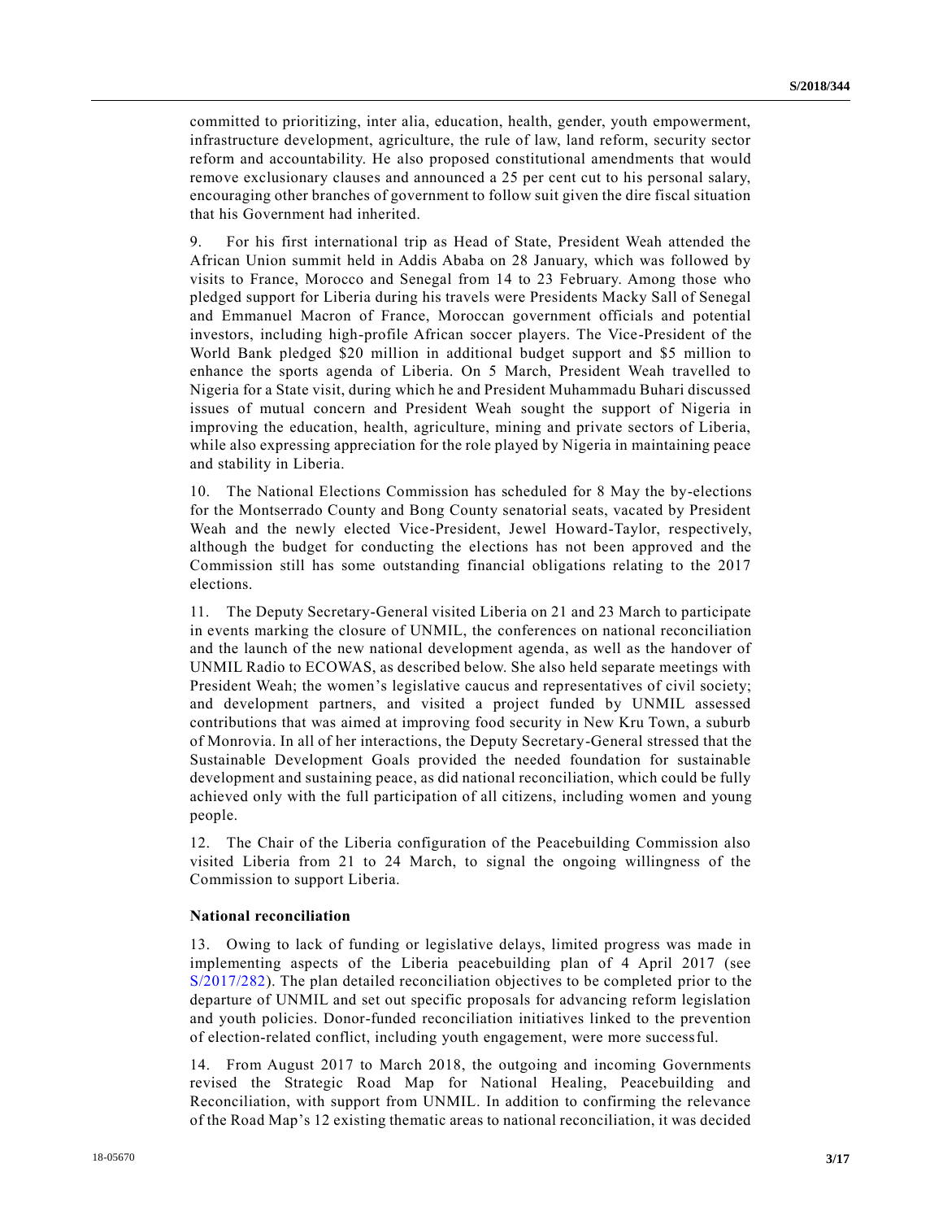committed to prioritizing, inter alia, education, health, gender, youth empowerment, infrastructure development, agriculture, the rule of law, land reform, security sector reform and accountability. He also proposed constitutional amendments that would remove exclusionary clauses and announced a 25 per cent cut to his personal salary, encouraging other branches of government to follow suit given the dire fiscal situation that his Government had inherited.

9. For his first international trip as Head of State, President Weah attended the African Union summit held in Addis Ababa on 28 January, which was followed by visits to France, Morocco and Senegal from 14 to 23 February. Among those who pledged support for Liberia during his travels were Presidents Macky Sall of Senegal and Emmanuel Macron of France, Moroccan government officials and potential investors, including high-profile African soccer players. The Vice-President of the World Bank pledged $20 million in additional budget support and $5 million to enhance the sports agenda of Liberia. On 5 March, President Weah travelled to Nigeria for a State visit, during which he and President Muhammadu Buhari discussed issues of mutual concern and President Weah sought the support of Nigeria in improving the education, health, agriculture, mining and private sectors of Liberia, while also expressing appreciation for the role played by Nigeria in maintaining peace and stability in Liberia.

10. The National Elections Commission has scheduled for 8 May the by-elections for the Montserrado County and Bong County senatorial seats, vacated by President Weah and the newly elected Vice-President, Jewel Howard-Taylor, respectively, although the budget for conducting the elections has not been approved and the Commission still has some outstanding financial obligations relating to the 2017 elections.

11. The Deputy Secretary-General visited Liberia on 21 and 23 March to participate in events marking the closure of UNMIL, the conferences on national reconciliation and the launch of the new national development agenda, as well as the handover of UNMIL Radio to ECOWAS, as described below. She also held separate meetings with President Weah; the women's legislative caucus and representatives of civil society; and development partners, and visited a project funded by UNMIL assessed contributions that was aimed at improving food security in New Kru Town, a suburb of Monrovia. In all of her interactions, the Deputy Secretary-General stressed that the Sustainable Development Goals provided the needed foundation for sustainable development and sustaining peace, as did national reconciliation, which could be fully achieved only with the full participation of all citizens, including women and young people.

12. The Chair of the Liberia configuration of the Peacebuilding Commission also visited Liberia from 21 to 24 March, to signal the ongoing willingness of the Commission to support Liberia.

**National reconciliation**

13. Owing to lack of funding or legislative delays, limited progress was made in implementing aspects of the Liberia peacebuilding plan of 4 April 2017 (see S/2017/282). The plan detailed reconciliation objectives to be completed prior to the departure of UNMIL and set out specific proposals for advancing reform legislation and youth policies. Donor-funded reconciliation initiatives linked to the prevention of election-related conflict, including youth engagement, were more successful.

14. From August 2017 to March 2018, the outgoing and incoming Governments revised the Strategic Road Map for National Healing, Peacebuilding and Reconciliation, with support from UNMIL. In addition to confirming the relevance of the Road Map's 12 existing thematic areas to national reconciliation, it was decided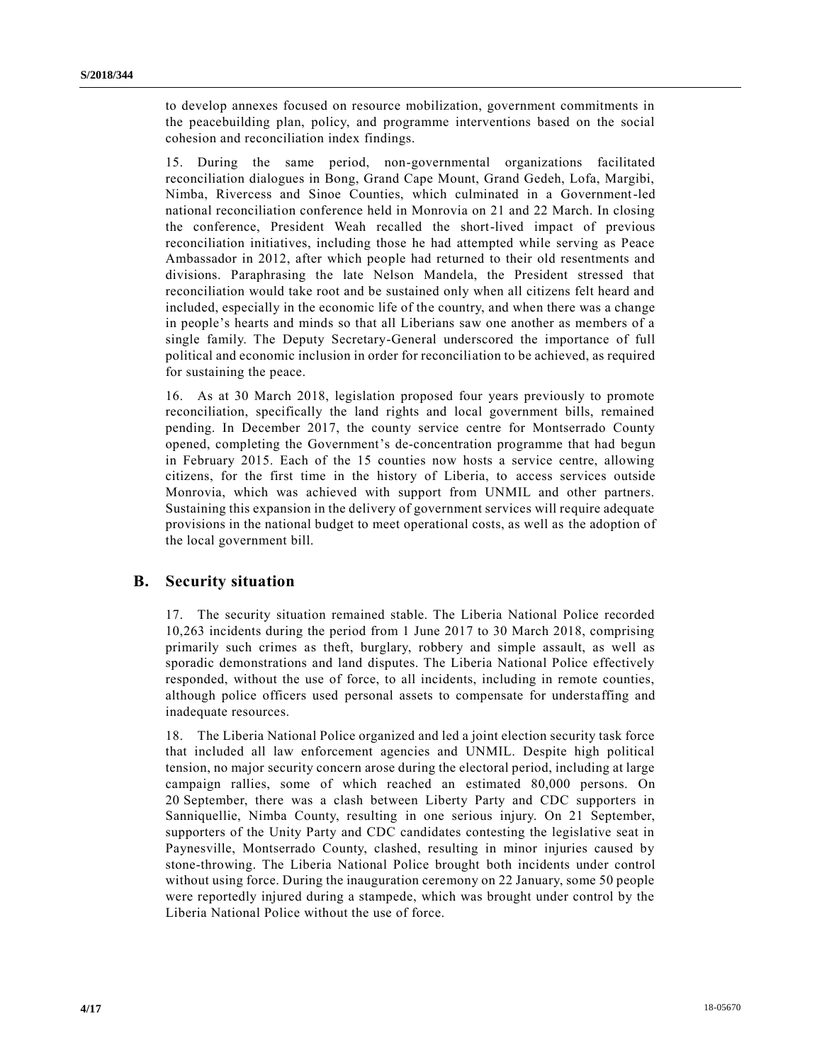to develop annexes focused on resource mobilization, government commitments in the peacebuilding plan, policy, and programme interventions based on the social cohesion and reconciliation index findings.

15. During the same period, non-governmental organizations facilitated reconciliation dialogues in Bong, Grand Cape Mount, Grand Gedeh, Lofa, Margibi, Nimba, Rivercess and Sinoe Counties, which culminated in a Government-led national reconciliation conference held in Monrovia on 21 and 22 March. In closing the conference, President Weah recalled the short-lived impact of previous reconciliation initiatives, including those he had attempted while serving as Peace Ambassador in 2012, after which people had returned to their old resentments and divisions. Paraphrasing the late Nelson Mandela, the President stressed that reconciliation would take root and be sustained only when all citizens felt heard and included, especially in the economic life of the country, and when there was a change in people's hearts and minds so that all Liberians saw one another as members of a single family. The Deputy Secretary-General underscored the importance of full political and economic inclusion in order for reconciliation to be achieved, as required for sustaining the peace.

16. As at 30 March 2018, legislation proposed four years previously to promote reconciliation, specifically the land rights and local government bills, remained pending. In December 2017, the county service centre for Montserrado County opened, completing the Government's de-concentration programme that had begun in February 2015. Each of the 15 counties now hosts a service centre, allowing citizens, for the first time in the history of Liberia, to access services outside Monrovia, which was achieved with support from UNMIL and other partners. Sustaining this expansion in the delivery of government services will require adequate provisions in the national budget to meet operational costs, as well as the adoption of the local government bill.

## B. Security situation

17. The security situation remained stable. The Liberia National Police recorded 10,263 incidents during the period from 1 June 2017 to 30 March 2018, comprising primarily such crimes as theft, burglary, robbery and simple assault, as well as sporadic demonstrations and land disputes. The Liberia National Police effectively responded, without the use of force, to all incidents, including in remote counties, although police officers used personal assets to compensate for understaffing and inadequate resources.

18. The Liberia National Police organized and led a joint election security task force that included all law enforcement agencies and UNMIL. Despite high political tension, no major security concern arose during the electoral period, including at large campaign rallies, some of which reached an estimated 80,000 persons. On 20 September, there was a clash between Liberty Party and CDC supporters in Sanniquellie, Nimba County, resulting in one serious injury. On 21 September, supporters of the Unity Party and CDC candidates contesting the legislative seat in Paynesville, Montserrado County, clashed, resulting in minor injuries caused by stone-throwing. The Liberia National Police brought both incidents under control without using force. During the inauguration ceremony on 22 January, some 50 people were reportedly injured during a stampede, which was brought under control by the Liberia National Police without the use of force.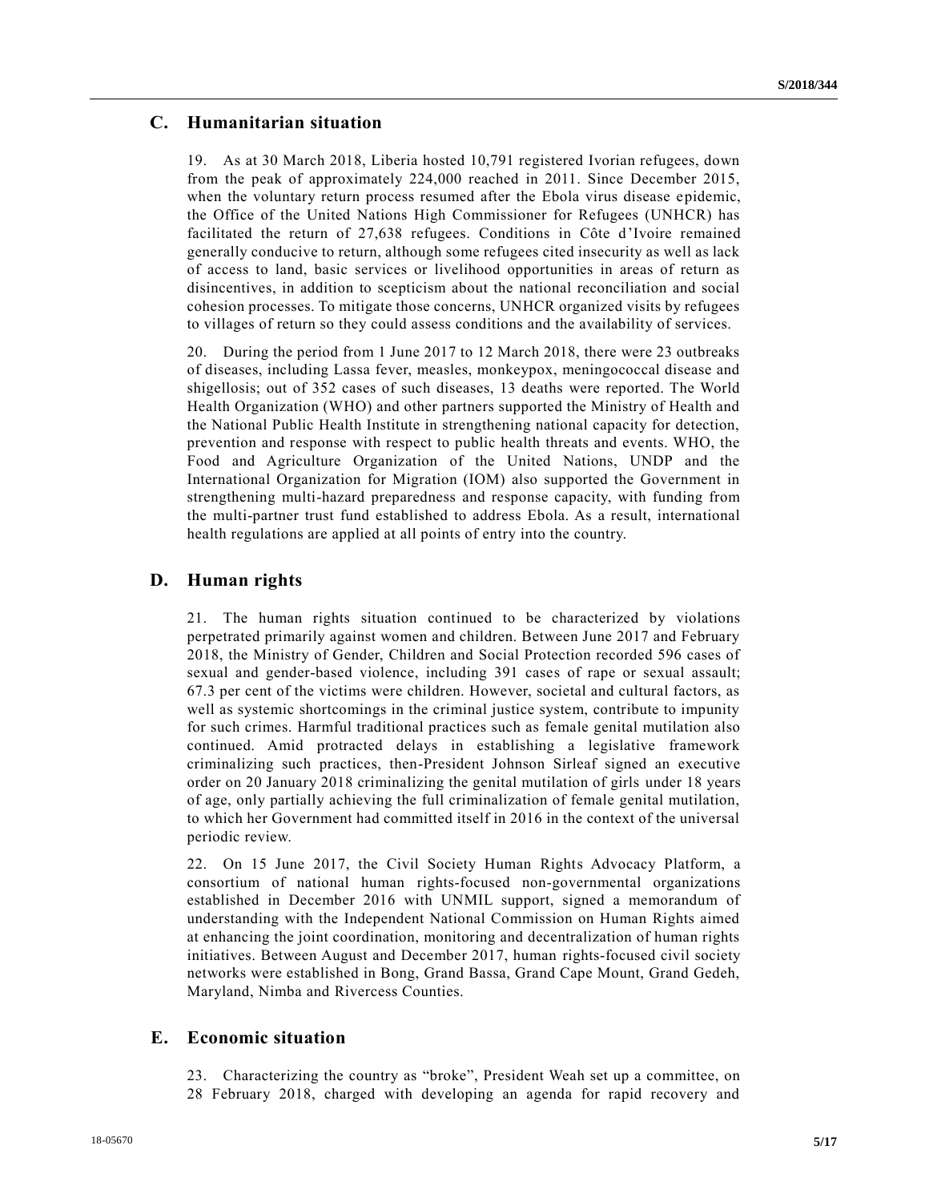## C. Humanitarian situation

19. As at 30 March 2018, Liberia hosted 10,791 registered Ivorian refugees, down from the peak of approximately 224,000 reached in 2011. Since December 2015, when the voluntary return process resumed after the Ebola virus disease epidemic, the Office of the United Nations High Commissioner for Refugees (UNHCR) has facilitated the return of 27,638 refugees. Conditions in Côte d'Ivoire remained generally conducive to return, although some refugees cited insecurity as well as lack of access to land, basic services or livelihood opportunities in areas of return as disincentives, in addition to scepticism about the national reconciliation and social cohesion processes. To mitigate those concerns, UNHCR organized visits by refugees to villages of return so they could assess conditions and the availability of services.

20. During the period from 1 June 2017 to 12 March 2018, there were 23 outbreaks of diseases, including Lassa fever, measles, monkeypox, meningococcal disease and shigellosis; out of 352 cases of such diseases, 13 deaths were reported. The World Health Organization (WHO) and other partners supported the Ministry of Health and the National Public Health Institute in strengthening national capacity for detection, prevention and response with respect to public health threats and events. WHO, the Food and Agriculture Organization of the United Nations, UNDP and the International Organization for Migration (IOM) also supported the Government in strengthening multi-hazard preparedness and response capacity, with funding from the multi-partner trust fund established to address Ebola. As a result, international health regulations are applied at all points of entry into the country.

## D. Human rights

21. The human rights situation continued to be characterized by violations perpetrated primarily against women and children. Between June 2017 and February 2018, the Ministry of Gender, Children and Social Protection recorded 596 cases of sexual and gender-based violence, including 391 cases of rape or sexual assault; 67.3 per cent of the victims were children. However, societal and cultural factors, as well as systemic shortcomings in the criminal justice system, contribute to impunity for such crimes. Harmful traditional practices such as female genital mutilation also continued. Amid protracted delays in establishing a legislative framework criminalizing such practices, then-President Johnson Sirleaf signed an executive order on 20 January 2018 criminalizing the genital mutilation of girls under 18 years of age, only partially achieving the full criminalization of female genital mutilation, to which her Government had committed itself in 2016 in the context of the universal periodic review.

22. On 15 June 2017, the Civil Society Human Rights Advocacy Platform, a consortium of national human rights-focused non-governmental organizations established in December 2016 with UNMIL support, signed a memorandum of understanding with the Independent National Commission on Human Rights aimed at enhancing the joint coordination, monitoring and decentralization of human rights initiatives. Between August and December 2017, human rights-focused civil society networks were established in Bong, Grand Bassa, Grand Cape Mount, Grand Gedeh, Maryland, Nimba and Rivercess Counties.

## E. Economic situation

23. Characterizing the country as "broke", President Weah set up a committee, on 28 February 2018, charged with developing an agenda for rapid recovery and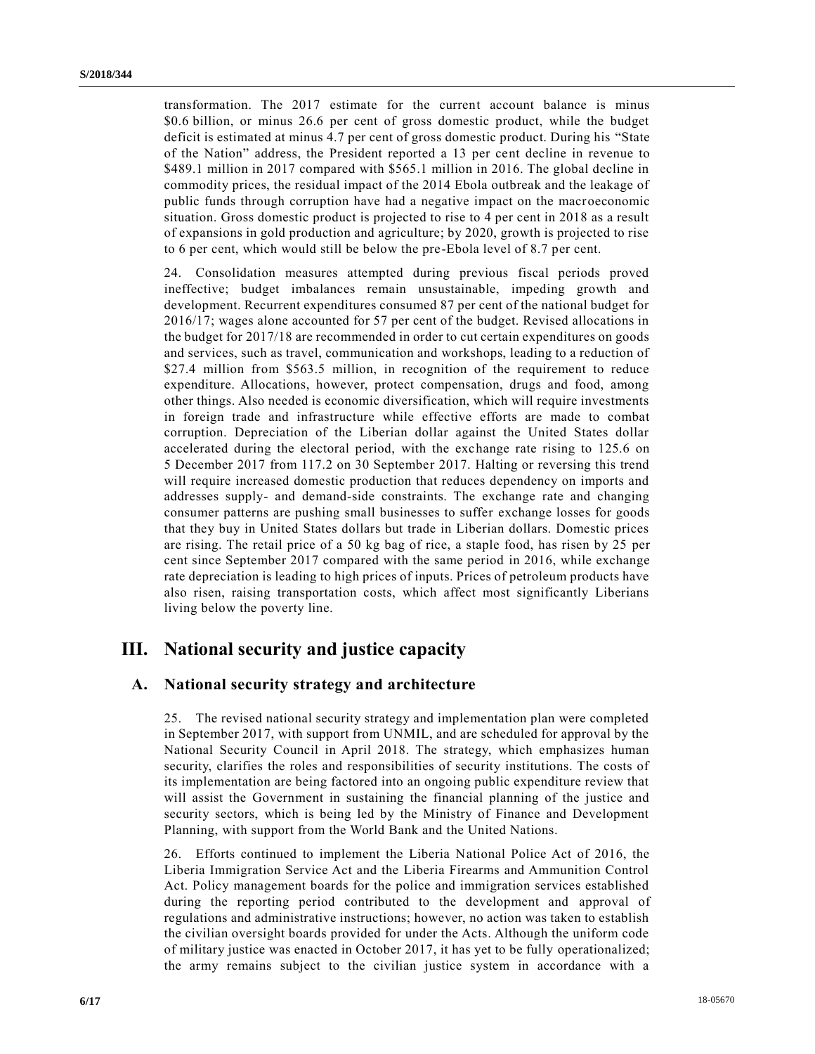transformation. The 2017 estimate for the current account balance is minus $0.6 billion, or minus 26.6 per cent of gross domestic product, while the budget deficit is estimated at minus 4.7 per cent of gross domestic product. During his "State of the Nation" address, the President reported a 13 per cent decline in revenue to $489.1 million in 2017 compared with $565.1 million in 2016. The global decline in commodity prices, the residual impact of the 2014 Ebola outbreak and the leakage of public funds through corruption have had a negative impact on the macroeconomic situation. Gross domestic product is projected to rise to 4 per cent in 2018 as a result of expansions in gold production and agriculture; by 2020, growth is projected to rise to 6 per cent, which would still be below the pre-Ebola level of 8.7 per cent.

24. Consolidation measures attempted during previous fiscal periods proved ineffective; budget imbalances remain unsustainable, impeding growth and development. Recurrent expenditures consumed 87 per cent of the national budget for 2016/17; wages alone accounted for 57 per cent of the budget. Revised allocations in the budget for 2017/18 are recommended in order to cut certain expenditures on goods and services, such as travel, communication and workshops, leading to a reduction of $27.4 million from $563.5 million, in recognition of the requirement to reduce expenditure. Allocations, however, protect compensation, drugs and food, among other things. Also needed is economic diversification, which will require investments in foreign trade and infrastructure while effective efforts are made to combat corruption. Depreciation of the Liberian dollar against the United States dollar accelerated during the electoral period, with the exchange rate rising to 125.6 on 5 December 2017 from 117.2 on 30 September 2017. Halting or reversing this trend will require increased domestic production that reduces dependency on imports and addresses supply- and demand-side constraints. The exchange rate and changing consumer patterns are pushing small businesses to suffer exchange losses for goods that they buy in United States dollars but trade in Liberian dollars. Domestic prices are rising. The retail price of a 50 kg bag of rice, a staple food, has risen by 25 per cent since September 2017 compared with the same period in 2016, while exchange rate depreciation is leading to high prices of inputs. Prices of petroleum products have also risen, raising transportation costs, which affect most significantly Liberians living below the poverty line.

# III. National security and justice capacity

## A. National security strategy and architecture

25. The revised national security strategy and implementation plan were completed in September 2017, with support from UNMIL, and are scheduled for approval by the National Security Council in April 2018. The strategy, which emphasizes human security, clarifies the roles and responsibilities of security institutions. The costs of its implementation are being factored into an ongoing public expenditure review that will assist the Government in sustaining the financial planning of the justice and security sectors, which is being led by the Ministry of Finance and Development Planning, with support from the World Bank and the United Nations.

26. Efforts continued to implement the Liberia National Police Act of 2016, the Liberia Immigration Service Act and the Liberia Firearms and Ammunition Control Act. Policy management boards for the police and immigration services established during the reporting period contributed to the development and approval of regulations and administrative instructions; however, no action was taken to establish the civilian oversight boards provided for under the Acts. Although the uniform code of military justice was enacted in October 2017, it has yet to be fully operationalized; the army remains subject to the civilian justice system in accordance with a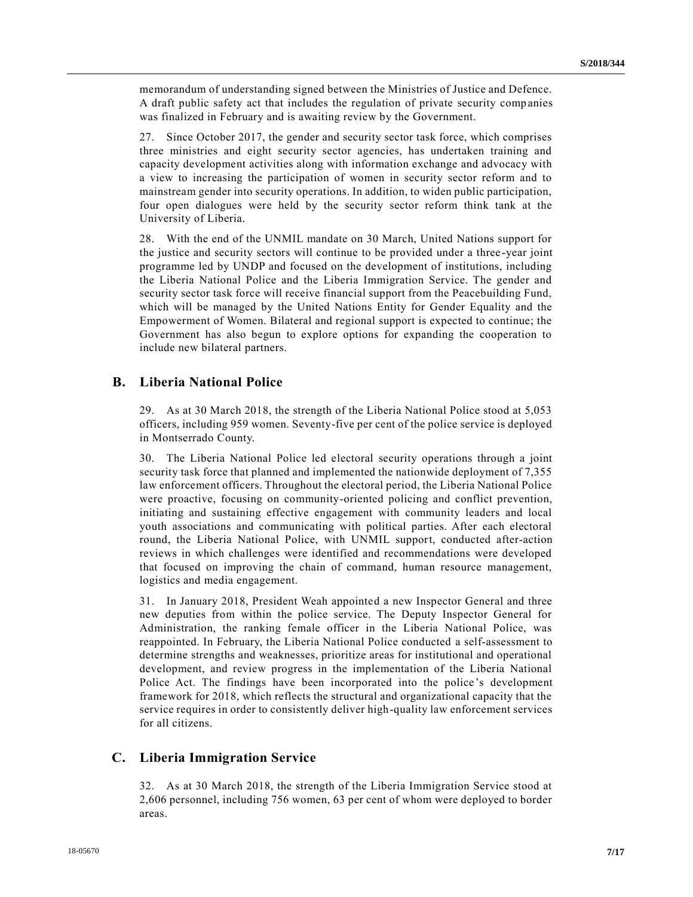memorandum of understanding signed between the Ministries of Justice and Defence. A draft public safety act that includes the regulation of private security companies was finalized in February and is awaiting review by the Government.

27. Since October 2017, the gender and security sector task force, which comprises three ministries and eight security sector agencies, has undertaken training and capacity development activities along with information exchange and advocacy with a view to increasing the participation of women in security sector reform and to mainstream gender into security operations. In addition, to widen public participation, four open dialogues were held by the security sector reform think tank at the University of Liberia.

28. With the end of the UNMIL mandate on 30 March, United Nations support for the justice and security sectors will continue to be provided under a three-year joint programme led by UNDP and focused on the development of institutions, including the Liberia National Police and the Liberia Immigration Service. The gender and security sector task force will receive financial support from the Peacebuilding Fund, which will be managed by the United Nations Entity for Gender Equality and the Empowerment of Women. Bilateral and regional support is expected to continue; the Government has also begun to explore options for expanding the cooperation to include new bilateral partners.

## B. Liberia National Police

29. As at 30 March 2018, the strength of the Liberia National Police stood at 5,053 officers, including 959 women. Seventy-five per cent of the police service is deployed in Montserrado County.

30. The Liberia National Police led electoral security operations through a joint security task force that planned and implemented the nationwide deployment of 7,355 law enforcement officers. Throughout the electoral period, the Liberia National Police were proactive, focusing on community-oriented policing and conflict prevention, initiating and sustaining effective engagement with community leaders and local youth associations and communicating with political parties. After each electoral round, the Liberia National Police, with UNMIL support, conducted after-action reviews in which challenges were identified and recommendations were developed that focused on improving the chain of command, human resource management, logistics and media engagement.

31. In January 2018, President Weah appointed a new Inspector General and three new deputies from within the police service. The Deputy Inspector General for Administration, the ranking female officer in the Liberia National Police, was reappointed. In February, the Liberia National Police conducted a self-assessment to determine strengths and weaknesses, prioritize areas for institutional and operational development, and review progress in the implementation of the Liberia National Police Act. The findings have been incorporated into the police's development framework for 2018, which reflects the structural and organizational capacity that the service requires in order to consistently deliver high-quality law enforcement services for all citizens.

## C. Liberia Immigration Service

32. As at 30 March 2018, the strength of the Liberia Immigration Service stood at 2,606 personnel, including 756 women, 63 per cent of whom were deployed to border areas.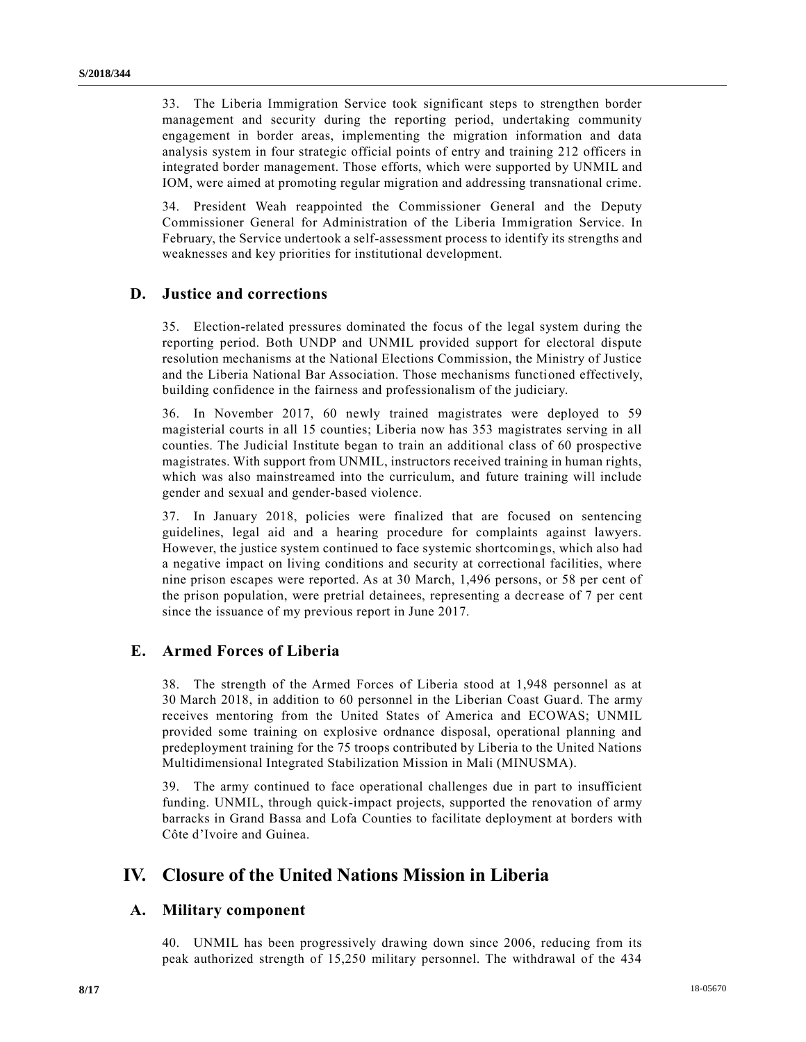33. The Liberia Immigration Service took significant steps to strengthen border management and security during the reporting period, undertaking community engagement in border areas, implementing the migration information and data analysis system in four strategic official points of entry and training 212 officers in integrated border management. Those efforts, which were supported by UNMIL and IOM, were aimed at promoting regular migration and addressing transnational crime.

34. President Weah reappointed the Commissioner General and the Deputy Commissioner General for Administration of the Liberia Immigration Service. In February, the Service undertook a self-assessment process to identify its strengths and weaknesses and key priorities for institutional development.

### D. Justice and corrections

35. Election-related pressures dominated the focus of the legal system during the reporting period. Both UNDP and UNMIL provided support for electoral dispute resolution mechanisms at the National Elections Commission, the Ministry of Justice and the Liberia National Bar Association. Those mechanisms functioned effectively, building confidence in the fairness and professionalism of the judiciary.

36. In November 2017, 60 newly trained magistrates were deployed to 59 magisterial courts in all 15 counties; Liberia now has 353 magistrates serving in all counties. The Judicial Institute began to train an additional class of 60 prospective magistrates. With support from UNMIL, instructors received training in human rights, which was also mainstreamed into the curriculum, and future training will include gender and sexual and gender-based violence.

37. In January 2018, policies were finalized that are focused on sentencing guidelines, legal aid and a hearing procedure for complaints against lawyers. However, the justice system continued to face systemic shortcomings, which also had a negative impact on living conditions and security at correctional facilities, where nine prison escapes were reported. As at 30 March, 1,496 persons, or 58 per cent of the prison population, were pretrial detainees, representing a decrease of 7 per cent since the issuance of my previous report in June 2017.

### E. Armed Forces of Liberia

38. The strength of the Armed Forces of Liberia stood at 1,948 personnel as at 30 March 2018, in addition to 60 personnel in the Liberian Coast Guard. The army receives mentoring from the United States of America and ECOWAS; UNMIL provided some training on explosive ordnance disposal, operational planning and predeployment training for the 75 troops contributed by Liberia to the United Nations Multidimensional Integrated Stabilization Mission in Mali (MINUSMA).

39. The army continued to face operational challenges due in part to insufficient funding. UNMIL, through quick-impact projects, supported the renovation of army barracks in Grand Bassa and Lofa Counties to facilitate deployment at borders with Côte d'Ivoire and Guinea.

## IV. Closure of the United Nations Mission in Liberia

### A. Military component

40. UNMIL has been progressively drawing down since 2006, reducing from its peak authorized strength of 15,250 military personnel. The withdrawal of the 434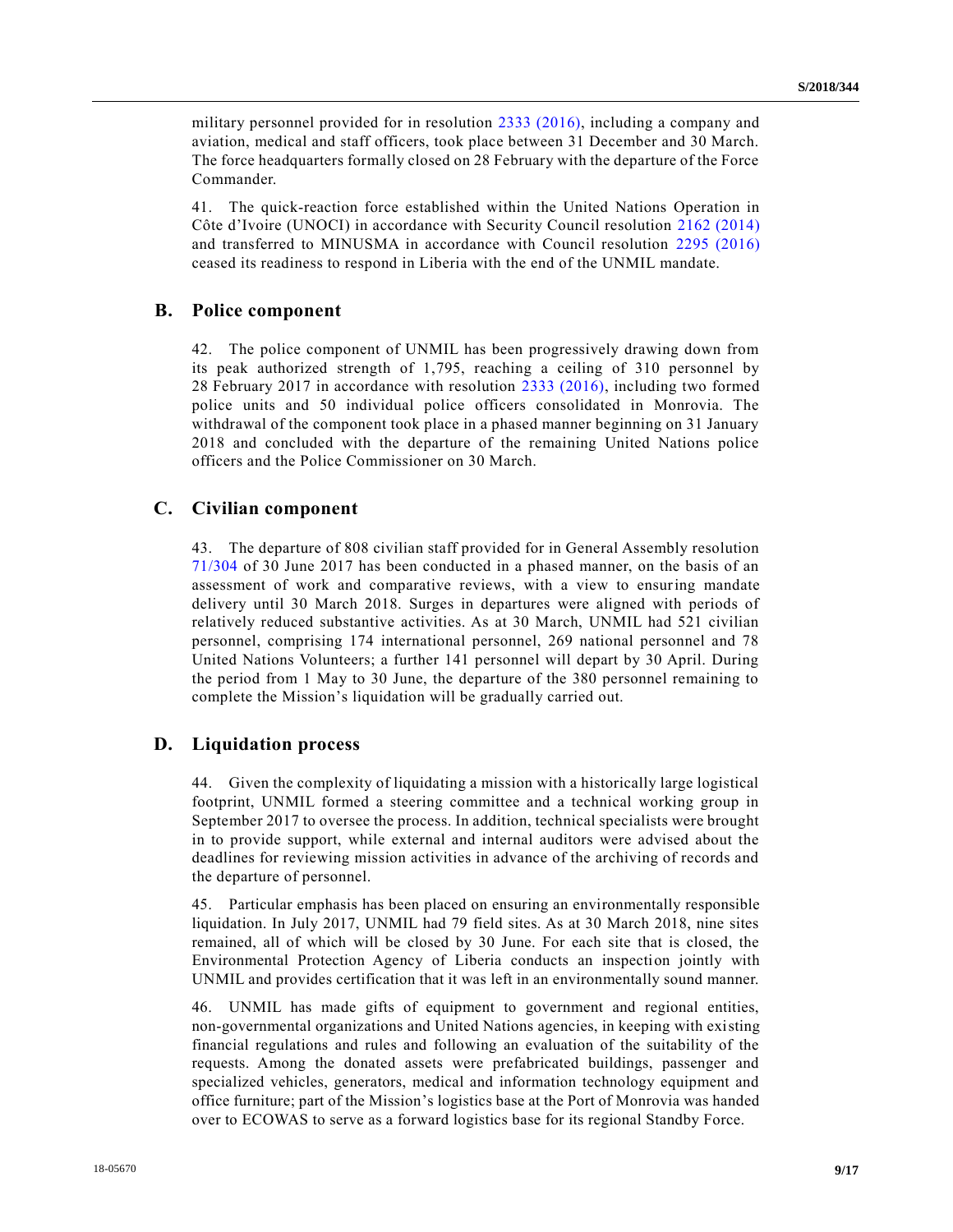military personnel provided for in resolution 2333 (2016), including a company and aviation, medical and staff officers, took place between 31 December and 30 March. The force headquarters formally closed on 28 February with the departure of the Force Commander.

41. The quick-reaction force established within the United Nations Operation in Côte d'Ivoire (UNOCI) in accordance with Security Council resolution 2162 (2014) and transferred to MINUSMA in accordance with Council resolution 2295 (2016) ceased its readiness to respond in Liberia with the end of the UNMIL mandate.

## B. Police component

42. The police component of UNMIL has been progressively drawing down from its peak authorized strength of 1,795, reaching a ceiling of 310 personnel by 28 February 2017 in accordance with resolution 2333 (2016), including two formed police units and 50 individual police officers consolidated in Monrovia. The withdrawal of the component took place in a phased manner beginning on 31 January 2018 and concluded with the departure of the remaining United Nations police officers and the Police Commissioner on 30 March.

## C. Civilian component

43. The departure of 808 civilian staff provided for in General Assembly resolution 71/304 of 30 June 2017 has been conducted in a phased manner, on the basis of an assessment of work and comparative reviews, with a view to ensuring mandate delivery until 30 March 2018. Surges in departures were aligned with periods of relatively reduced substantive activities. As at 30 March, UNMIL had 521 civilian personnel, comprising 174 international personnel, 269 national personnel and 78 United Nations Volunteers; a further 141 personnel will depart by 30 April. During the period from 1 May to 30 June, the departure of the 380 personnel remaining to complete the Mission's liquidation will be gradually carried out.

## D. Liquidation process

44. Given the complexity of liquidating a mission with a historically large logistical footprint, UNMIL formed a steering committee and a technical working group in September 2017 to oversee the process. In addition, technical specialists were brought in to provide support, while external and internal auditors were advised about the deadlines for reviewing mission activities in advance of the archiving of records and the departure of personnel.

45. Particular emphasis has been placed on ensuring an environmentally responsible liquidation. In July 2017, UNMIL had 79 field sites. As at 30 March 2018, nine sites remained, all of which will be closed by 30 June. For each site that is closed, the Environmental Protection Agency of Liberia conducts an inspection jointly with UNMIL and provides certification that it was left in an environmentally sound manner.

46. UNMIL has made gifts of equipment to government and regional entities, non-governmental organizations and United Nations agencies, in keeping with existing financial regulations and rules and following an evaluation of the suitability of the requests. Among the donated assets were prefabricated buildings, passenger and specialized vehicles, generators, medical and information technology equipment and office furniture; part of the Mission's logistics base at the Port of Monrovia was handed over to ECOWAS to serve as a forward logistics base for its regional Standby Force.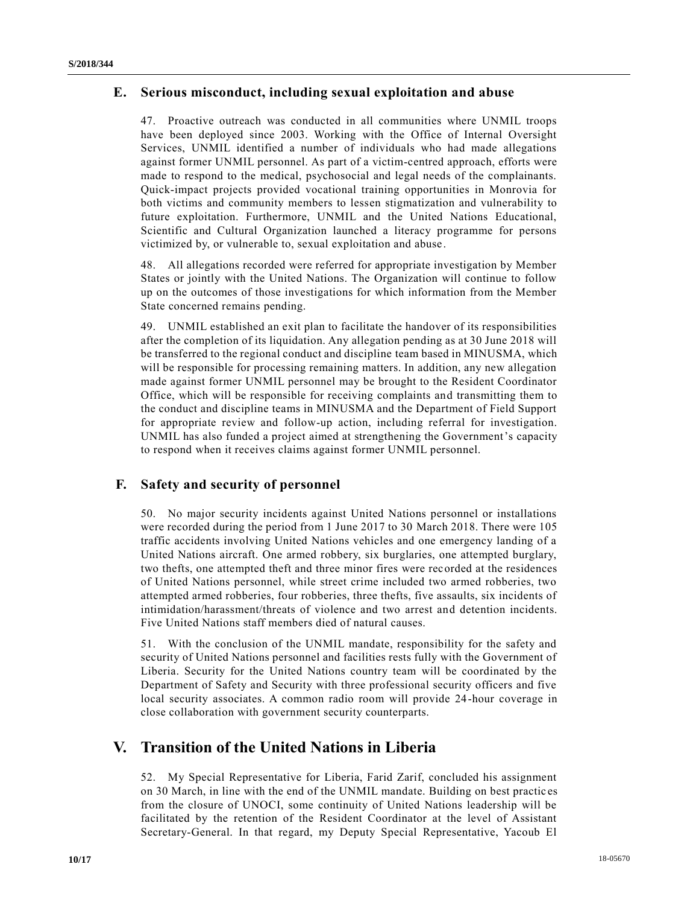## E. Serious misconduct, including sexual exploitation and abuse

47. Proactive outreach was conducted in all communities where UNMIL troops have been deployed since 2003. Working with the Office of Internal Oversight Services, UNMIL identified a number of individuals who had made allegations against former UNMIL personnel. As part of a victim-centred approach, efforts were made to respond to the medical, psychosocial and legal needs of the complainants. Quick-impact projects provided vocational training opportunities in Monrovia for both victims and community members to lessen stigmatization and vulnerability to future exploitation. Furthermore, UNMIL and the United Nations Educational, Scientific and Cultural Organization launched a literacy programme for persons victimized by, or vulnerable to, sexual exploitation and abuse.

48. All allegations recorded were referred for appropriate investigation by Member States or jointly with the United Nations. The Organization will continue to follow up on the outcomes of those investigations for which information from the Member State concerned remains pending.

49. UNMIL established an exit plan to facilitate the handover of its responsibilities after the completion of its liquidation. Any allegation pending as at 30 June 2018 will be transferred to the regional conduct and discipline team based in MINUSMA, which will be responsible for processing remaining matters. In addition, any new allegation made against former UNMIL personnel may be brought to the Resident Coordinator Office, which will be responsible for receiving complaints and transmitting them to the conduct and discipline teams in MINUSMA and the Department of Field Support for appropriate review and follow-up action, including referral for investigation. UNMIL has also funded a project aimed at strengthening the Government's capacity to respond when it receives claims against former UNMIL personnel.

## F. Safety and security of personnel

50. No major security incidents against United Nations personnel or installations were recorded during the period from 1 June 2017 to 30 March 2018. There were 105 traffic accidents involving United Nations vehicles and one emergency landing of a United Nations aircraft. One armed robbery, six burglaries, one attempted burglary, two thefts, one attempted theft and three minor fires were recorded at the residences of United Nations personnel, while street crime included two armed robberies, two attempted armed robberies, four robberies, three thefts, five assaults, six incidents of intimidation/harassment/threats of violence and two arrest and detention incidents. Five United Nations staff members died of natural causes.

51. With the conclusion of the UNMIL mandate, responsibility for the safety and security of United Nations personnel and facilities rests fully with the Government of Liberia. Security for the United Nations country team will be coordinated by the Department of Safety and Security with three professional security officers and five local security associates. A common radio room will provide 24-hour coverage in close collaboration with government security counterparts.

# V. Transition of the United Nations in Liberia

52. My Special Representative for Liberia, Farid Zarif, concluded his assignment on 30 March, in line with the end of the UNMIL mandate. Building on best practices from the closure of UNOCI, some continuity of United Nations leadership will be facilitated by the retention of the Resident Coordinator at the level of Assistant Secretary-General. In that regard, my Deputy Special Representative, Yacoub El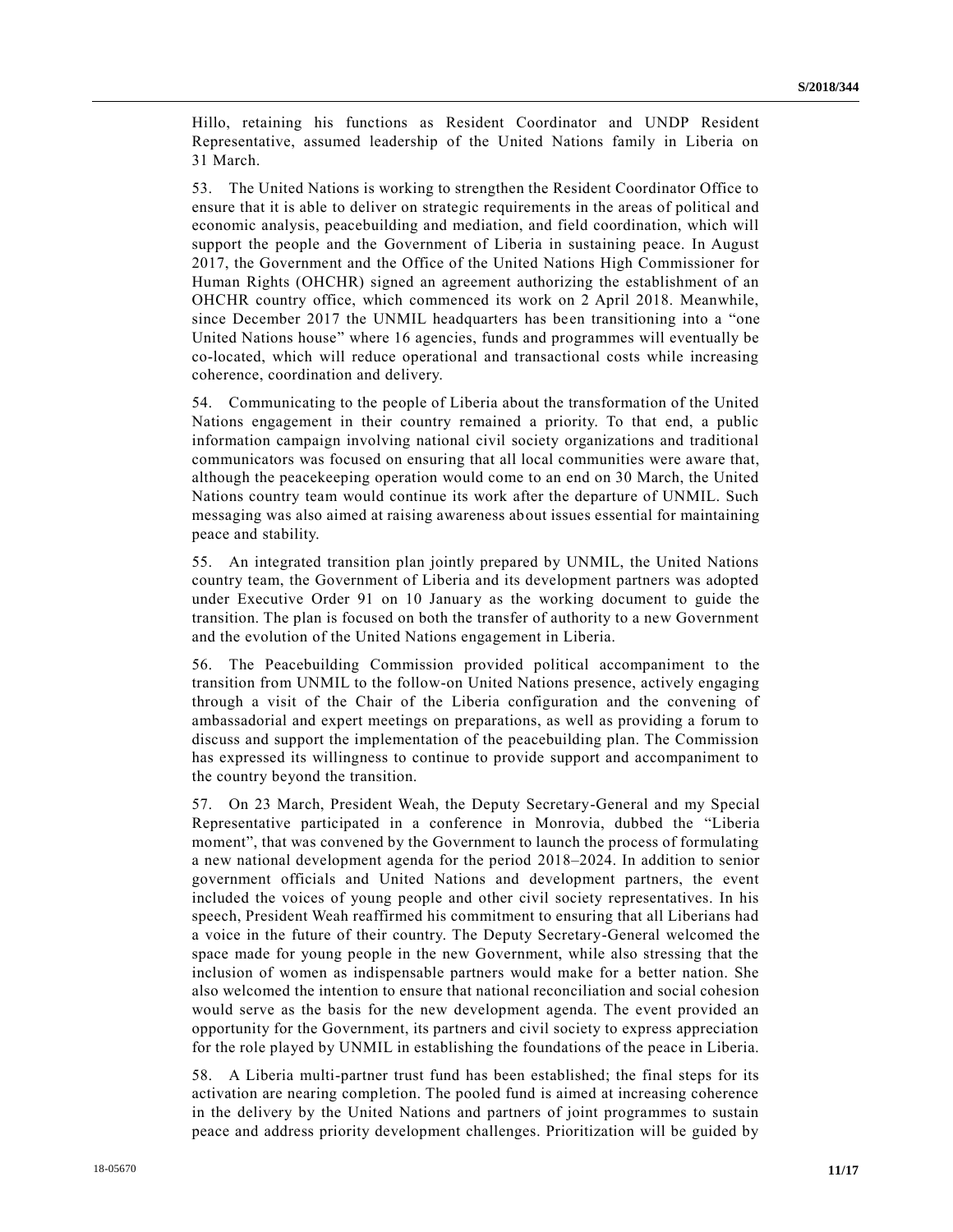Hillo, retaining his functions as Resident Coordinator and UNDP Resident Representative, assumed leadership of the United Nations family in Liberia on 31 March.

53. The United Nations is working to strengthen the Resident Coordinator Office to ensure that it is able to deliver on strategic requirements in the areas of political and economic analysis, peacebuilding and mediation, and field coordination, which will support the people and the Government of Liberia in sustaining peace. In August 2017, the Government and the Office of the United Nations High Commissioner for Human Rights (OHCHR) signed an agreement authorizing the establishment of an OHCHR country office, which commenced its work on 2 April 2018. Meanwhile, since December 2017 the UNMIL headquarters has been transitioning into a "one United Nations house" where 16 agencies, funds and programmes will eventually be co-located, which will reduce operational and transactional costs while increasing coherence, coordination and delivery.

54. Communicating to the people of Liberia about the transformation of the United Nations engagement in their country remained a priority. To that end, a public information campaign involving national civil society organizations and traditional communicators was focused on ensuring that all local communities were aware that, although the peacekeeping operation would come to an end on 30 March, the United Nations country team would continue its work after the departure of UNMIL. Such messaging was also aimed at raising awareness about issues essential for maintaining peace and stability.

55. An integrated transition plan jointly prepared by UNMIL, the United Nations country team, the Government of Liberia and its development partners was adopted under Executive Order 91 on 10 January as the working document to guide the transition. The plan is focused on both the transfer of authority to a new Government and the evolution of the United Nations engagement in Liberia.

56. The Peacebuilding Commission provided political accompaniment to the transition from UNMIL to the follow-on United Nations presence, actively engaging through a visit of the Chair of the Liberia configuration and the convening of ambassadorial and expert meetings on preparations, as well as providing a forum to discuss and support the implementation of the peacebuilding plan. The Commission has expressed its willingness to continue to provide support and accompaniment to the country beyond the transition.

57. On 23 March, President Weah, the Deputy Secretary-General and my Special Representative participated in a conference in Monrovia, dubbed the "Liberia moment", that was convened by the Government to launch the process of formulating a new national development agenda for the period 2018–2024. In addition to senior government officials and United Nations and development partners, the event included the voices of young people and other civil society representatives. In his speech, President Weah reaffirmed his commitment to ensuring that all Liberians had a voice in the future of their country. The Deputy Secretary-General welcomed the space made for young people in the new Government, while also stressing that the inclusion of women as indispensable partners would make for a better nation. She also welcomed the intention to ensure that national reconciliation and social cohesion would serve as the basis for the new development agenda. The event provided an opportunity for the Government, its partners and civil society to express appreciation for the role played by UNMIL in establishing the foundations of the peace in Liberia.

58. A Liberia multi-partner trust fund has been established; the final steps for its activation are nearing completion. The pooled fund is aimed at increasing coherence in the delivery by the United Nations and partners of joint programmes to sustain peace and address priority development challenges. Prioritization will be guided by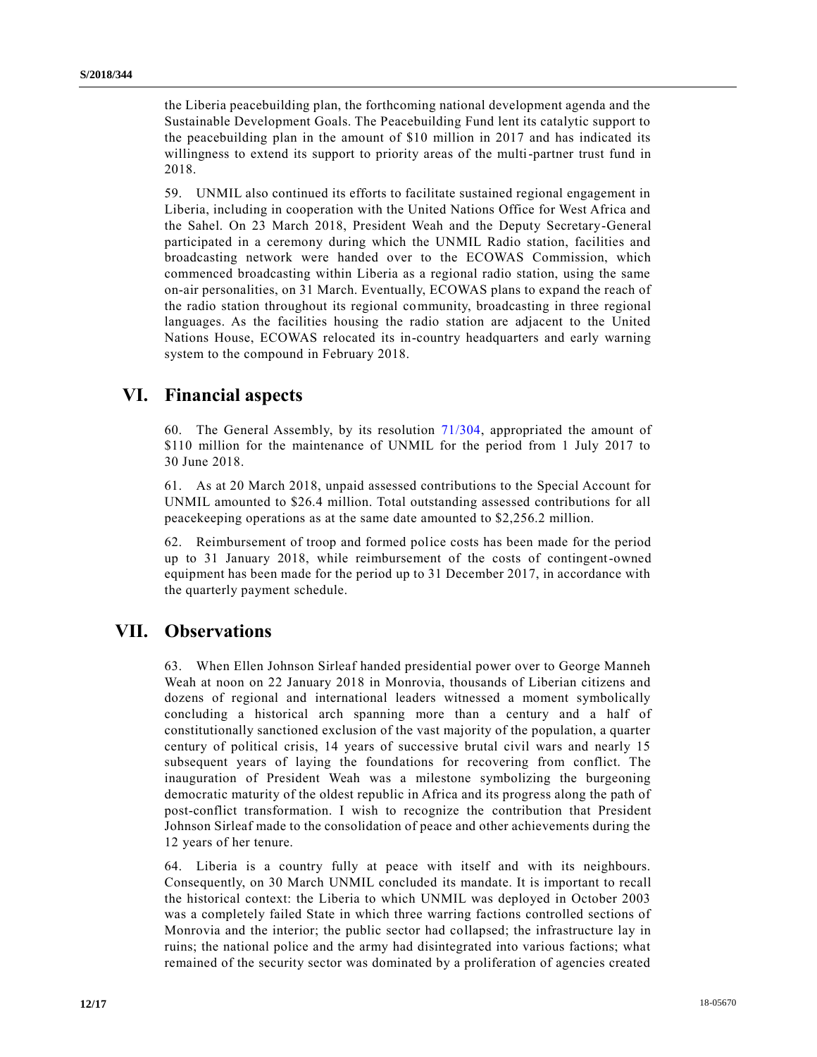the Liberia peacebuilding plan, the forthcoming national development agenda and the Sustainable Development Goals. The Peacebuilding Fund lent its catalytic support to the peacebuilding plan in the amount of $10 million in 2017 and has indicated its willingness to extend its support to priority areas of the multi-partner trust fund in 2018.

59. UNMIL also continued its efforts to facilitate sustained regional engagement in Liberia, including in cooperation with the United Nations Office for West Africa and the Sahel. On 23 March 2018, President Weah and the Deputy Secretary-General participated in a ceremony during which the UNMIL Radio station, facilities and broadcasting network were handed over to the ECOWAS Commission, which commenced broadcasting within Liberia as a regional radio station, using the same on-air personalities, on 31 March. Eventually, ECOWAS plans to expand the reach of the radio station throughout its regional community, broadcasting in three regional languages. As the facilities housing the radio station are adjacent to the United Nations House, ECOWAS relocated its in-country headquarters and early warning system to the compound in February 2018.

## VI. Financial aspects

60. The General Assembly, by its resolution 71/304, appropriated the amount of $110 million for the maintenance of UNMIL for the period from 1 July 2017 to 30 June 2018.

61. As at 20 March 2018, unpaid assessed contributions to the Special Account for UNMIL amounted to $26.4 million. Total outstanding assessed contributions for all peacekeeping operations as at the same date amounted to $2,256.2 million.

62. Reimbursement of troop and formed police costs has been made for the period up to 31 January 2018, while reimbursement of the costs of contingent-owned equipment has been made for the period up to 31 December 2017, in accordance with the quarterly payment schedule.

## VII. Observations

63. When Ellen Johnson Sirleaf handed presidential power over to George Manneh Weah at noon on 22 January 2018 in Monrovia, thousands of Liberian citizens and dozens of regional and international leaders witnessed a moment symbolically concluding a historical arch spanning more than a century and a half of constitutionally sanctioned exclusion of the vast majority of the population, a quarter century of political crisis, 14 years of successive brutal civil wars and nearly 15 subsequent years of laying the foundations for recovering from conflict. The inauguration of President Weah was a milestone symbolizing the burgeoning democratic maturity of the oldest republic in Africa and its progress along the path of post-conflict transformation. I wish to recognize the contribution that President Johnson Sirleaf made to the consolidation of peace and other achievements during the 12 years of her tenure.

64. Liberia is a country fully at peace with itself and with its neighbours. Consequently, on 30 March UNMIL concluded its mandate. It is important to recall the historical context: the Liberia to which UNMIL was deployed in October 2003 was a completely failed State in which three warring factions controlled sections of Monrovia and the interior; the public sector had collapsed; the infrastructure lay in ruins; the national police and the army had disintegrated into various factions; what remained of the security sector was dominated by a proliferation of agencies created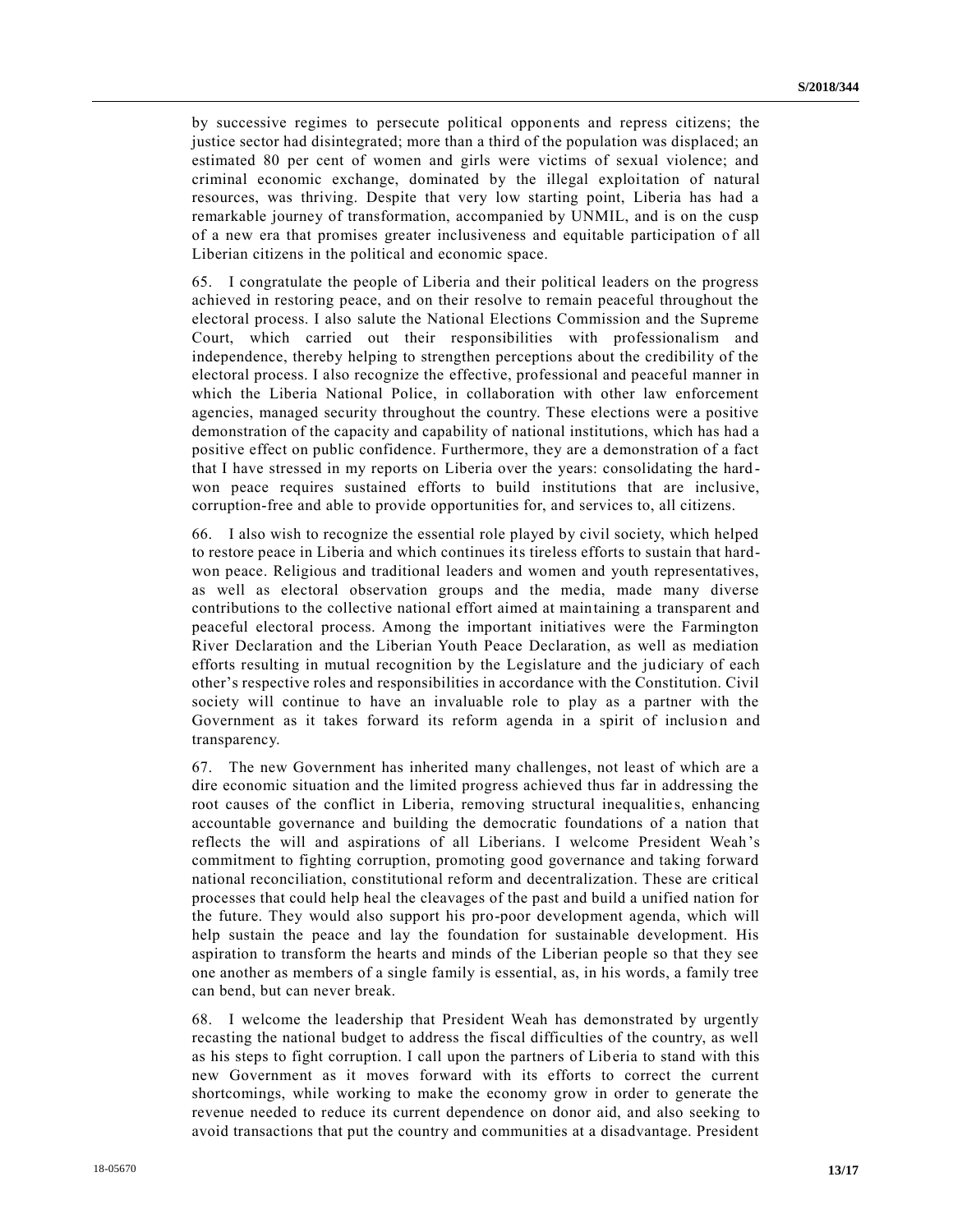by successive regimes to persecute political opponents and repress citizens; the justice sector had disintegrated; more than a third of the population was displaced; an estimated 80 per cent of women and girls were victims of sexual violence; and criminal economic exchange, dominated by the illegal exploitation of natural resources, was thriving. Despite that very low starting point, Liberia has had a remarkable journey of transformation, accompanied by UNMIL, and is on the cusp of a new era that promises greater inclusiveness and equitable participation of all Liberian citizens in the political and economic space.

65. I congratulate the people of Liberia and their political leaders on the progress achieved in restoring peace, and on their resolve to remain peaceful throughout the electoral process. I also salute the National Elections Commission and the Supreme Court, which carried out their responsibilities with professionalism and independence, thereby helping to strengthen perceptions about the credibility of the electoral process. I also recognize the effective, professional and peaceful manner in which the Liberia National Police, in collaboration with other law enforcement agencies, managed security throughout the country. These elections were a positive demonstration of the capacity and capability of national institutions, which has had a positive effect on public confidence. Furthermore, they are a demonstration of a fact that I have stressed in my reports on Liberia over the years: consolidating the hard-won peace requires sustained efforts to build institutions that are inclusive, corruption-free and able to provide opportunities for, and services to, all citizens.

66. I also wish to recognize the essential role played by civil society, which helped to restore peace in Liberia and which continues its tireless efforts to sustain that hard-won peace. Religious and traditional leaders and women and youth representatives, as well as electoral observation groups and the media, made many diverse contributions to the collective national effort aimed at maintaining a transparent and peaceful electoral process. Among the important initiatives were the Farmington River Declaration and the Liberian Youth Peace Declaration, as well as mediation efforts resulting in mutual recognition by the Legislature and the judiciary of each other's respective roles and responsibilities in accordance with the Constitution. Civil society will continue to have an invaluable role to play as a partner with the Government as it takes forward its reform agenda in a spirit of inclusion and transparency.

67. The new Government has inherited many challenges, not least of which are a dire economic situation and the limited progress achieved thus far in addressing the root causes of the conflict in Liberia, removing structural inequalities, enhancing accountable governance and building the democratic foundations of a nation that reflects the will and aspirations of all Liberians. I welcome President Weah's commitment to fighting corruption, promoting good governance and taking forward national reconciliation, constitutional reform and decentralization. These are critical processes that could help heal the cleavages of the past and build a unified nation for the future. They would also support his pro-poor development agenda, which will help sustain the peace and lay the foundation for sustainable development. His aspiration to transform the hearts and minds of the Liberian people so that they see one another as members of a single family is essential, as, in his words, a family tree can bend, but can never break.

68. I welcome the leadership that President Weah has demonstrated by urgently recasting the national budget to address the fiscal difficulties of the country, as well as his steps to fight corruption. I call upon the partners of Liberia to stand with this new Government as it moves forward with its efforts to correct the current shortcomings, while working to make the economy grow in order to generate the revenue needed to reduce its current dependence on donor aid, and also seeking to avoid transactions that put the country and communities at a disadvantage. President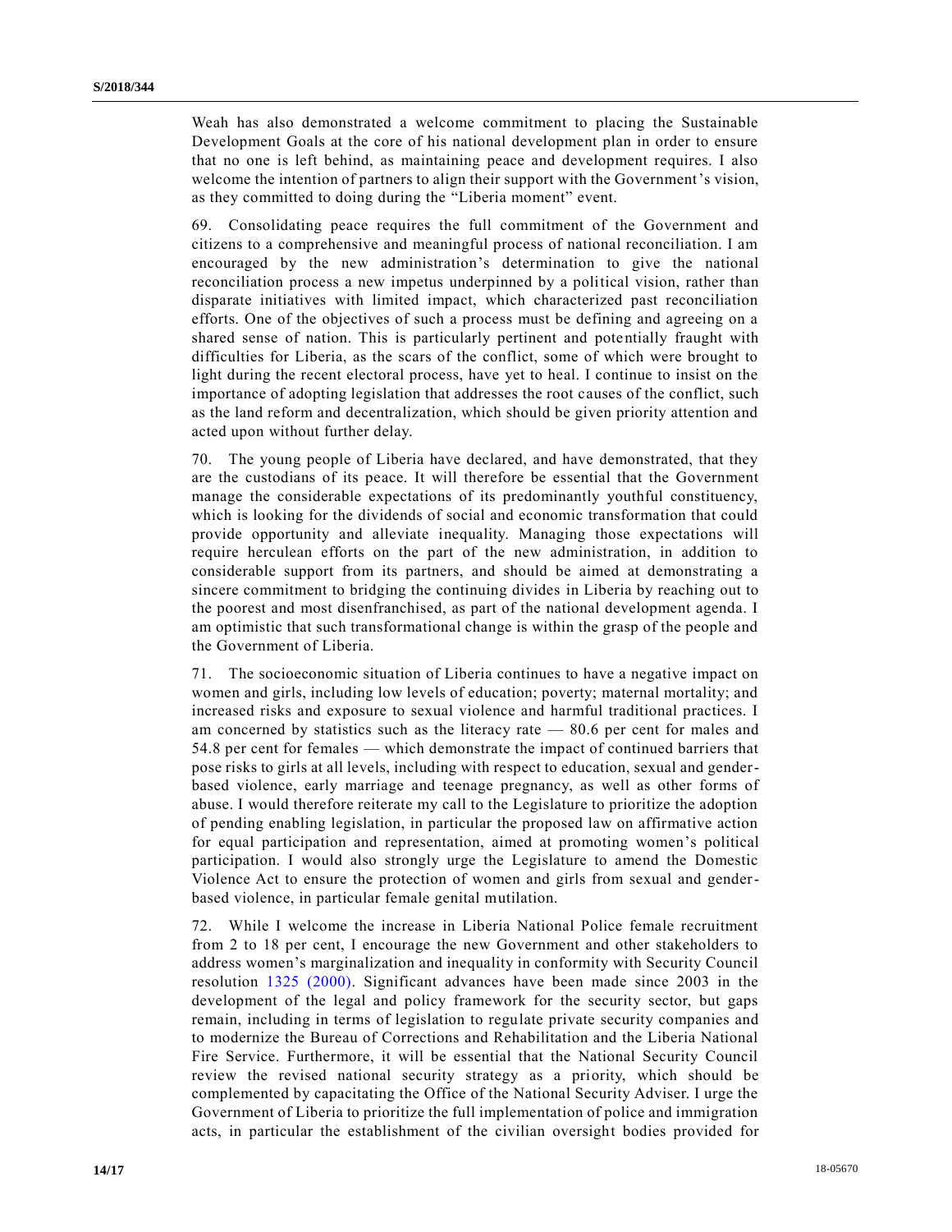Weah has also demonstrated a welcome commitment to placing the Sustainable Development Goals at the core of his national development plan in order to ensure that no one is left behind, as maintaining peace and development requires. I also welcome the intention of partners to align their support with the Government's vision, as they committed to doing during the "Liberia moment" event.

69. Consolidating peace requires the full commitment of the Government and citizens to a comprehensive and meaningful process of national reconciliation. I am encouraged by the new administration's determination to give the national reconciliation process a new impetus underpinned by a political vision, rather than disparate initiatives with limited impact, which characterized past reconciliation efforts. One of the objectives of such a process must be defining and agreeing on a shared sense of nation. This is particularly pertinent and potentially fraught with difficulties for Liberia, as the scars of the conflict, some of which were brought to light during the recent electoral process, have yet to heal. I continue to insist on the importance of adopting legislation that addresses the root causes of the conflict, such as the land reform and decentralization, which should be given priority attention and acted upon without further delay.

70. The young people of Liberia have declared, and have demonstrated, that they are the custodians of its peace. It will therefore be essential that the Government manage the considerable expectations of its predominantly youthful constituency, which is looking for the dividends of social and economic transformation that could provide opportunity and alleviate inequality. Managing those expectations will require herculean efforts on the part of the new administration, in addition to considerable support from its partners, and should be aimed at demonstrating a sincere commitment to bridging the continuing divides in Liberia by reaching out to the poorest and most disenfranchised, as part of the national development agenda. I am optimistic that such transformational change is within the grasp of the people and the Government of Liberia.

71. The socioeconomic situation of Liberia continues to have a negative impact on women and girls, including low levels of education; poverty; maternal mortality; and increased risks and exposure to sexual violence and harmful traditional practices. I am concerned by statistics such as the literacy rate — 80.6 per cent for males and 54.8 per cent for females — which demonstrate the impact of continued barriers that pose risks to girls at all levels, including with respect to education, sexual and gender-based violence, early marriage and teenage pregnancy, as well as other forms of abuse. I would therefore reiterate my call to the Legislature to prioritize the adoption of pending enabling legislation, in particular the proposed law on affirmative action for equal participation and representation, aimed at promoting women's political participation. I would also strongly urge the Legislature to amend the Domestic Violence Act to ensure the protection of women and girls from sexual and gender-based violence, in particular female genital mutilation.

72. While I welcome the increase in Liberia National Police female recruitment from 2 to 18 per cent, I encourage the new Government and other stakeholders to address women's marginalization and inequality in conformity with Security Council resolution 1325 (2000). Significant advances have been made since 2003 in the development of the legal and policy framework for the security sector, but gaps remain, including in terms of legislation to regulate private security companies and to modernize the Bureau of Corrections and Rehabilitation and the Liberia National Fire Service. Furthermore, it will be essential that the National Security Council review the revised national security strategy as a priority, which should be complemented by capacitating the Office of the National Security Adviser. I urge the Government of Liberia to prioritize the full implementation of police and immigration acts, in particular the establishment of the civilian oversight bodies provided for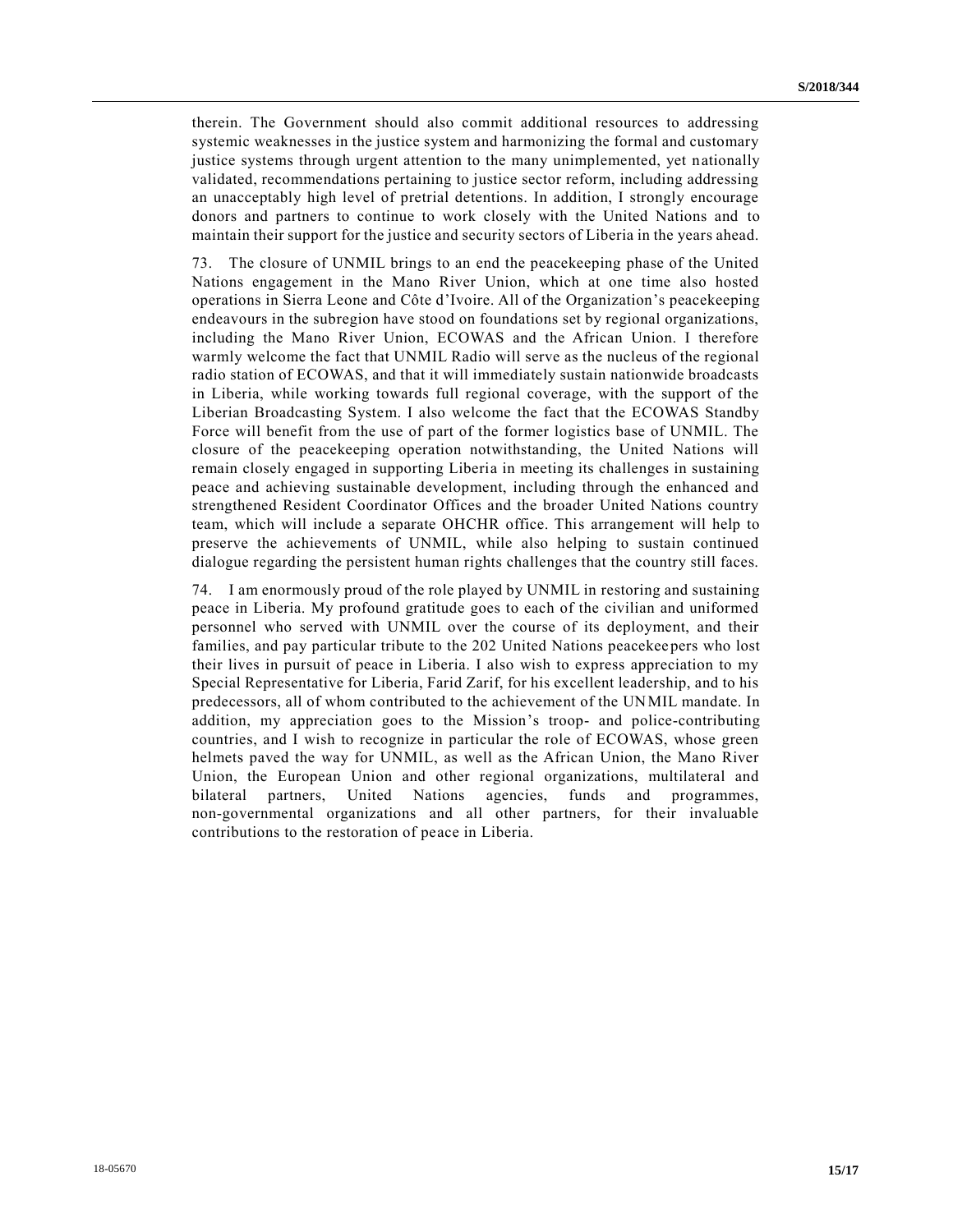therein. The Government should also commit additional resources to addressing systemic weaknesses in the justice system and harmonizing the formal and customary justice systems through urgent attention to the many unimplemented, yet nationally validated, recommendations pertaining to justice sector reform, including addressing an unacceptably high level of pretrial detentions. In addition, I strongly encourage donors and partners to continue to work closely with the United Nations and to maintain their support for the justice and security sectors of Liberia in the years ahead.

73. The closure of UNMIL brings to an end the peacekeeping phase of the United Nations engagement in the Mano River Union, which at one time also hosted operations in Sierra Leone and Côte d'Ivoire. All of the Organization's peacekeeping endeavours in the subregion have stood on foundations set by regional organizations, including the Mano River Union, ECOWAS and the African Union. I therefore warmly welcome the fact that UNMIL Radio will serve as the nucleus of the regional radio station of ECOWAS, and that it will immediately sustain nationwide broadcasts in Liberia, while working towards full regional coverage, with the support of the Liberian Broadcasting System. I also welcome the fact that the ECOWAS Standby Force will benefit from the use of part of the former logistics base of UNMIL. The closure of the peacekeeping operation notwithstanding, the United Nations will remain closely engaged in supporting Liberia in meeting its challenges in sustaining peace and achieving sustainable development, including through the enhanced and strengthened Resident Coordinator Offices and the broader United Nations country team, which will include a separate OHCHR office. This arrangement will help to preserve the achievements of UNMIL, while also helping to sustain continued dialogue regarding the persistent human rights challenges that the country still faces.

74. I am enormously proud of the role played by UNMIL in restoring and sustaining peace in Liberia. My profound gratitude goes to each of the civilian and uniformed personnel who served with UNMIL over the course of its deployment, and their families, and pay particular tribute to the 202 United Nations peacekeepers who lost their lives in pursuit of peace in Liberia. I also wish to express appreciation to my Special Representative for Liberia, Farid Zarif, for his excellent leadership, and to his predecessors, all of whom contributed to the achievement of the UNMIL mandate. In addition, my appreciation goes to the Mission's troop- and police-contributing countries, and I wish to recognize in particular the role of ECOWAS, whose green helmets paved the way for UNMIL, as well as the African Union, the Mano River Union, the European Union and other regional organizations, multilateral and bilateral partners, United Nations agencies, funds and programmes, non-governmental organizations and all other partners, for their invaluable contributions to the restoration of peace in Liberia.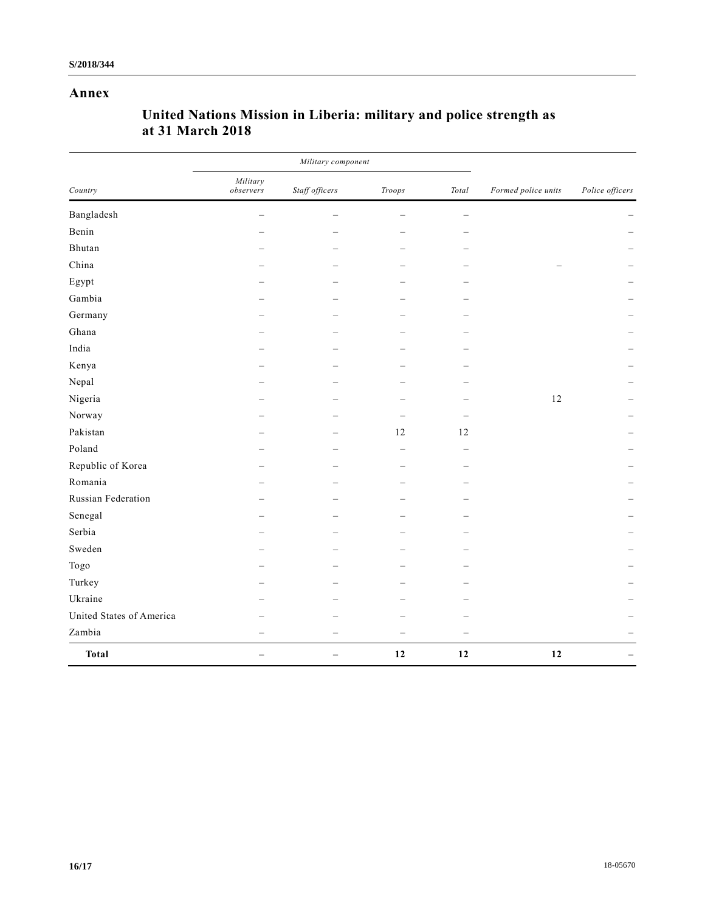## Annex

### United Nations Mission in Liberia: military and police strength as at 31 March 2018

| | *Military component* | | | | | |
|---|---|---|---|---|---|---|
| *Country* | *Military observers* | *Staff officers* | *Troops* | *Total* | *Formed police units* | *Police officers* |
| Bangladesh | – | – | – | – | | – |
| Benin | – | – | – | – | | – |
| Bhutan | – | – | – | – | | – |
| China | – | – | – | – | – | – |
| Egypt | – | – | – | – | | – |
| Gambia | – | – | – | – | | – |
| Germany | – | – | – | – | | – |
| Ghana | – | – | – | – | | – |
| India | – | – | – | – | | – |
| Kenya | – | – | – | – | | – |
| Nepal | – | – | – | – | | – |
| Nigeria | – | – | – | – | 12 | – |
| Norway | – | – | – | – | | – |
| Pakistan | – | – | 12 | 12 | | – |
| Poland | – | – | – | – | | – |
| Republic of Korea | – | – | – | – | | – |
| Romania | – | – | – | – | | – |
| Russian Federation | – | – | – | – | | – |
| Senegal | – | – | – | – | | – |
| Serbia | – | – | – | – | | – |
| Sweden | – | – | – | – | | – |
| Togo | – | – | – | – | | – |
| Turkey | – | – | – | – | | – |
| Ukraine | – | – | – | – | | – |
| United States of America | – | – | – | – | | – |
| Zambia | – | – | – | – | | – |
| **Total** | **–** | **–** | **12** | **12** | **12** | **–** |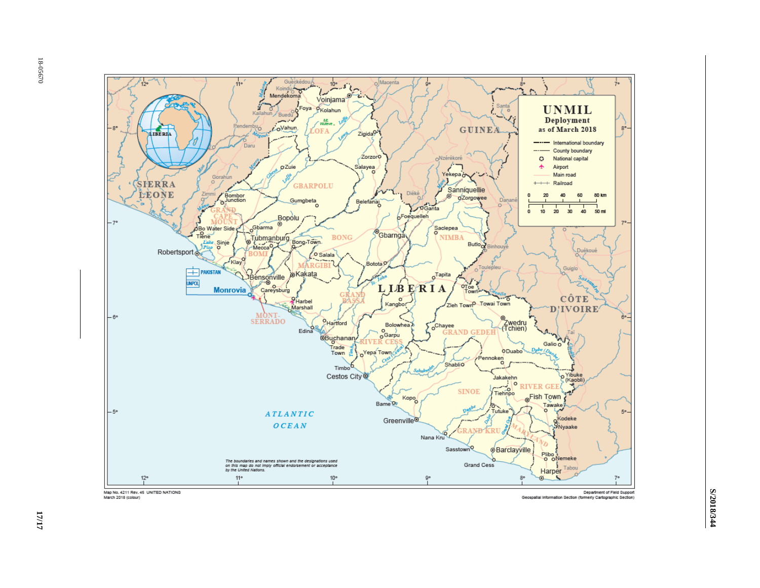# UNMIL Deployment as of March 2018

International boundary
County boundary
National capital
Airport
Main road
Railroad

0 20 40 60 80 km
0 10 20 30 40 50 mi

PAKISTAN
UNPOL

The boundaries and names shown and the designations used on this map do not imply official endorsement or acceptance by the United Nations.

Map No. 4211 Rev. 45 UNITED NATIONS
March 2018 (colour)

Department of Field Support
Geospatial Information Section (formerly Cartographic Section)